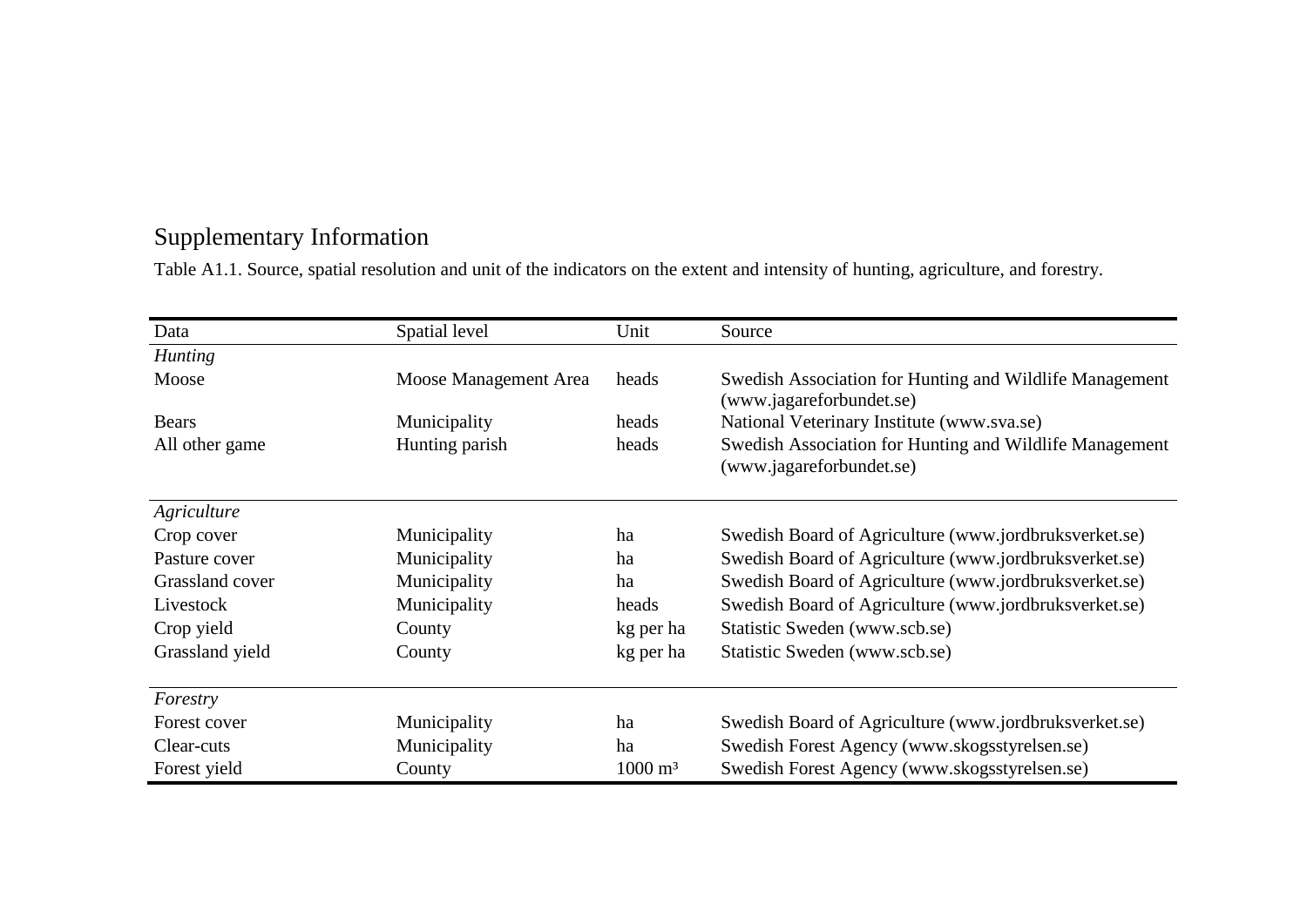# Supplementary Information

Table A1.1. Source, spatial resolution and unit of the indicators on the extent and intensity of hunting, agriculture, and forestry.

| Data | Spatial level | Unit | Source |
|---|---|---|---|
| *Hunting* | | | |
| Moose | Moose Management Area | heads | Swedish Association for Hunting and Wildlife Management (www.jagareforbundet.se) |
| Bears | Municipality | heads | National Veterinary Institute (www.sva.se) |
| All other game | Hunting parish | heads | Swedish Association for Hunting and Wildlife Management (www.jagareforbundet.se) |
| *Agriculture* | | | |
| Crop cover | Municipality | ha | Swedish Board of Agriculture (www.jordbruksverket.se) |
| Pasture cover | Municipality | ha | Swedish Board of Agriculture (www.jordbruksverket.se) |
| Grassland cover | Municipality | ha | Swedish Board of Agriculture (www.jordbruksverket.se) |
| Livestock | Municipality | heads | Swedish Board of Agriculture (www.jordbruksverket.se) |
| Crop yield | County | kg per ha | Statistic Sweden (www.scb.se) |
| Grassland yield | County | kg per ha | Statistic Sweden (www.scb.se) |
| *Forestry* | | | |
| Forest cover | Municipality | ha | Swedish Board of Agriculture (www.jordbruksverket.se) |
| Clear-cuts | Municipality | ha | Swedish Forest Agency (www.skogsstyrelsen.se) |
| Forest yield | County | 1000 $m^3$ | Swedish Forest Agency (www.skogsstyrelsen.se) |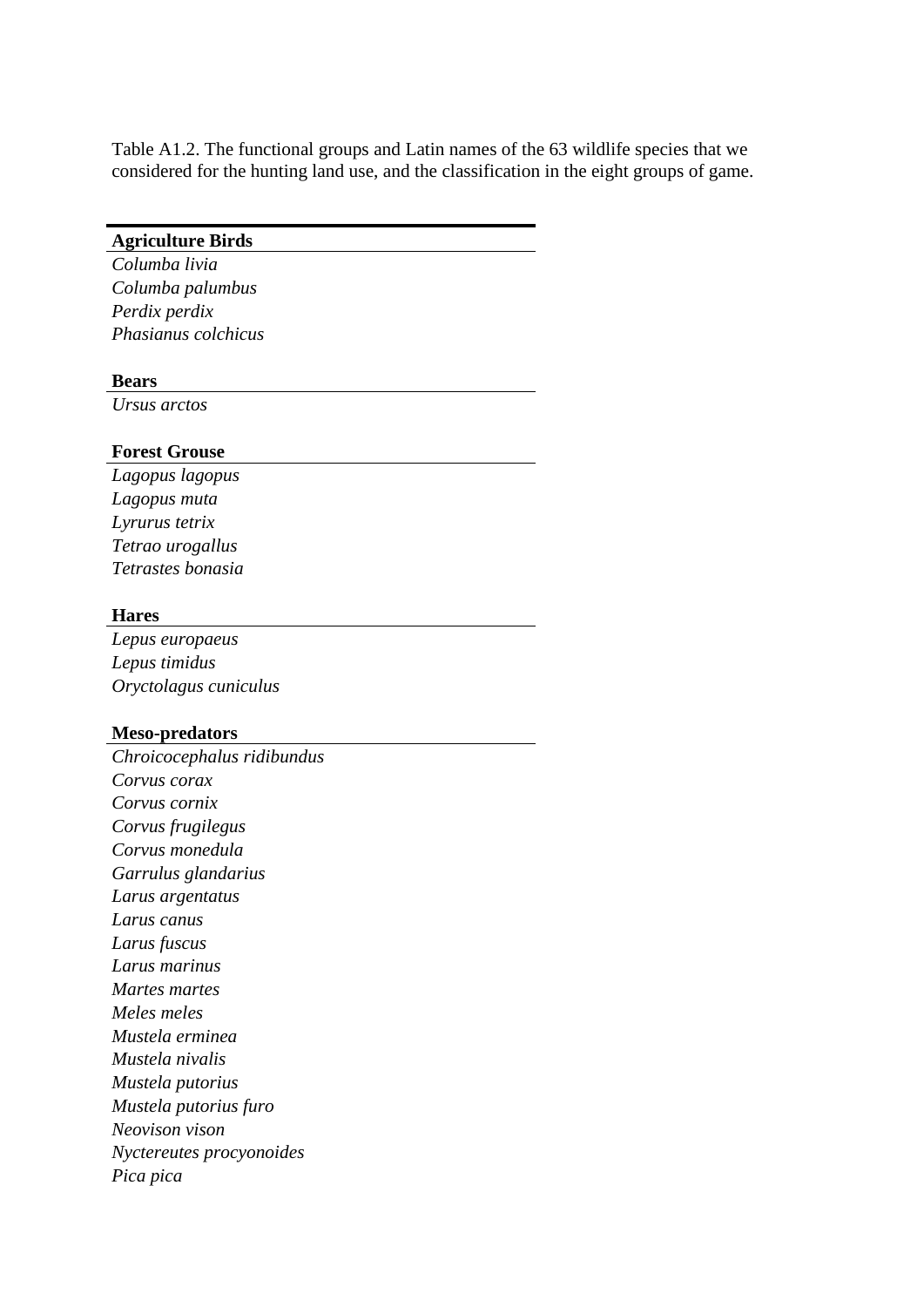Table A1.2. The functional groups and Latin names of the 63 wildlife species that we considered for the hunting land use, and the classification in the eight groups of game.

| **Agriculture Birds** |
|---|
| *Columba livia* |
| *Columba palumbus* |
| *Perdix perdix* |
| *Phasianus colchicus* |
| |
| **Bears** |
| *Ursus arctos* |
| |
| **Forest Grouse** |
| *Lagopus lagopus* |
| *Lagopus muta* |
| *Lyrurus tetrix* |
| *Tetrao urogallus* |
| *Tetrastes bonasia* |
| |
| **Hares** |
| *Lepus europaeus* |
| *Lepus timidus* |
| *Oryctolagus cuniculus* |
| |
| **Meso-predators** |
| *Chroicocephalus ridibundus* |
| *Corvus corax* |
| *Corvus cornix* |
| *Corvus frugilegus* |
| *Corvus monedula* |
| *Garrulus glandarius* |
| *Larus argentatus* |
| *Larus canus* |
| *Larus fuscus* |
| *Larus marinus* |
| *Martes martes* |
| *Meles meles* |
| *Mustela erminea* |
| *Mustela nivalis* |
| *Mustela putorius* |
| *Mustela putorius furo* |
| *Neovison vison* |
| *Nyctereutes procyonoides* |
| *Pica pica* |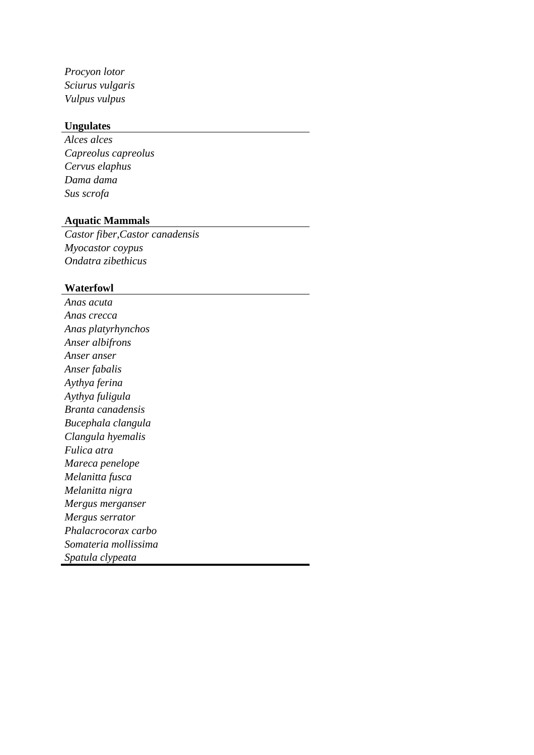*Procyon lotor*
*Sciurus vulgaris*
*Vulpus vulpus*

**Ungulates**

*Alces alces*
*Capreolus capreolus*
*Cervus elaphus*
*Dama dama*
*Sus scrofa*

**Aquatic Mammals**

*Castor fiber,Castor canadensis*
*Myocastor coypus*
*Ondatra zibethicus*

**Waterfowl**

*Anas acuta*
*Anas crecca*
*Anas platyrhynchos*
*Anser albifrons*
*Anser anser*
*Anser fabalis*
*Aythya ferina*
*Aythya fuligula*
*Branta canadensis*
*Bucephala clangula*
*Clangula hyemalis*
*Fulica atra*
*Mareca penelope*
*Melanitta fusca*
*Melanitta nigra*
*Mergus merganser*
*Mergus serrator*
*Phalacrocorax carbo*
*Somateria mollissima*
*Spatula clypeata*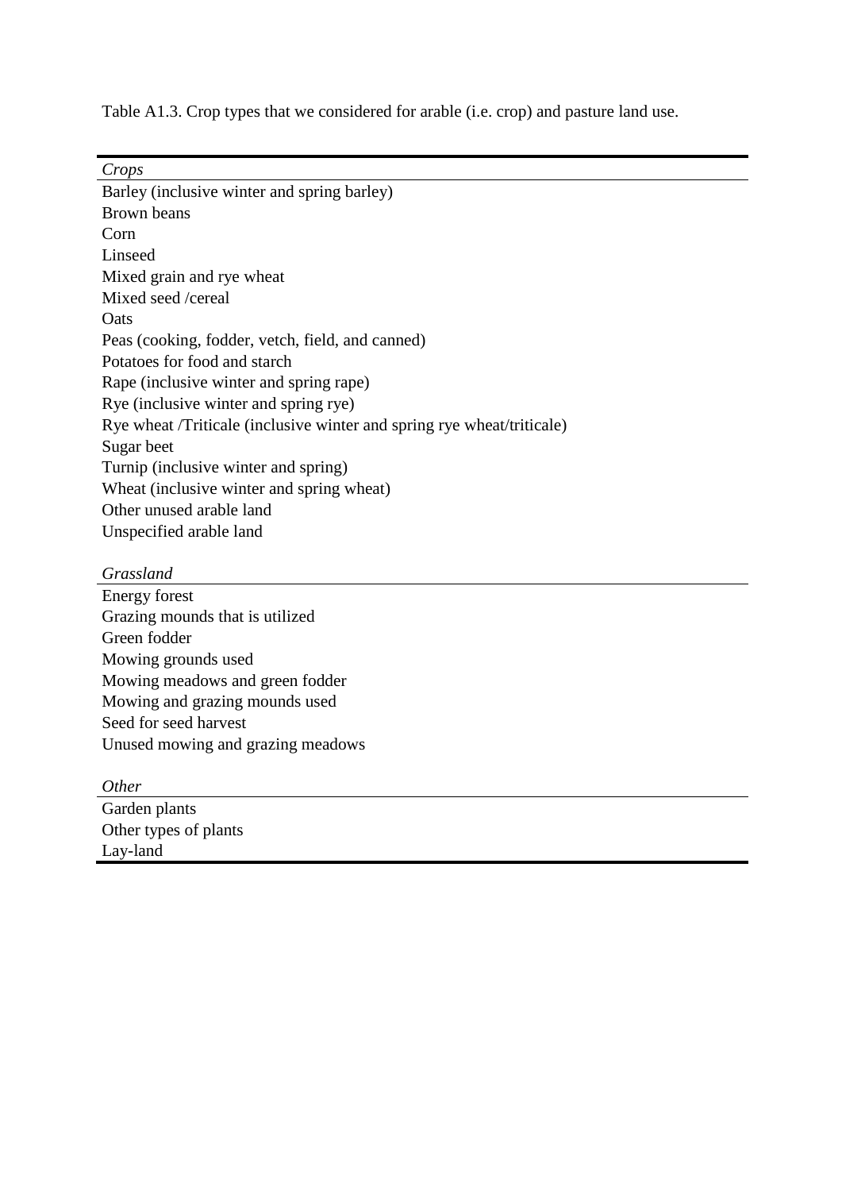Table A1.3. Crop types that we considered for arable (i.e. crop) and pasture land use.

| *Crops* |
|---|
| Barley (inclusive winter and spring barley) |
| Brown beans |
| Corn |
| Linseed |
| Mixed grain and rye wheat |
| Mixed seed /cereal |
| Oats |
| Peas (cooking, fodder, vetch, field, and canned) |
| Potatoes for food and starch |
| Rape (inclusive winter and spring rape) |
| Rye (inclusive winter and spring rye) |
| Rye wheat /Triticale (inclusive winter and spring rye wheat/triticale) |
| Sugar beet |
| Turnip (inclusive winter and spring) |
| Wheat (inclusive winter and spring wheat) |
| Other unused arable land |
| Unspecified arable land |
| *Grassland* |
| Energy forest |
| Grazing mounds that is utilized |
| Green fodder |
| Mowing grounds used |
| Mowing meadows and green fodder |
| Mowing and grazing mounds used |
| Seed for seed harvest |
| Unused mowing and grazing meadows |
| *Other* |
| Garden plants |
| Other types of plants |
| Lay-land |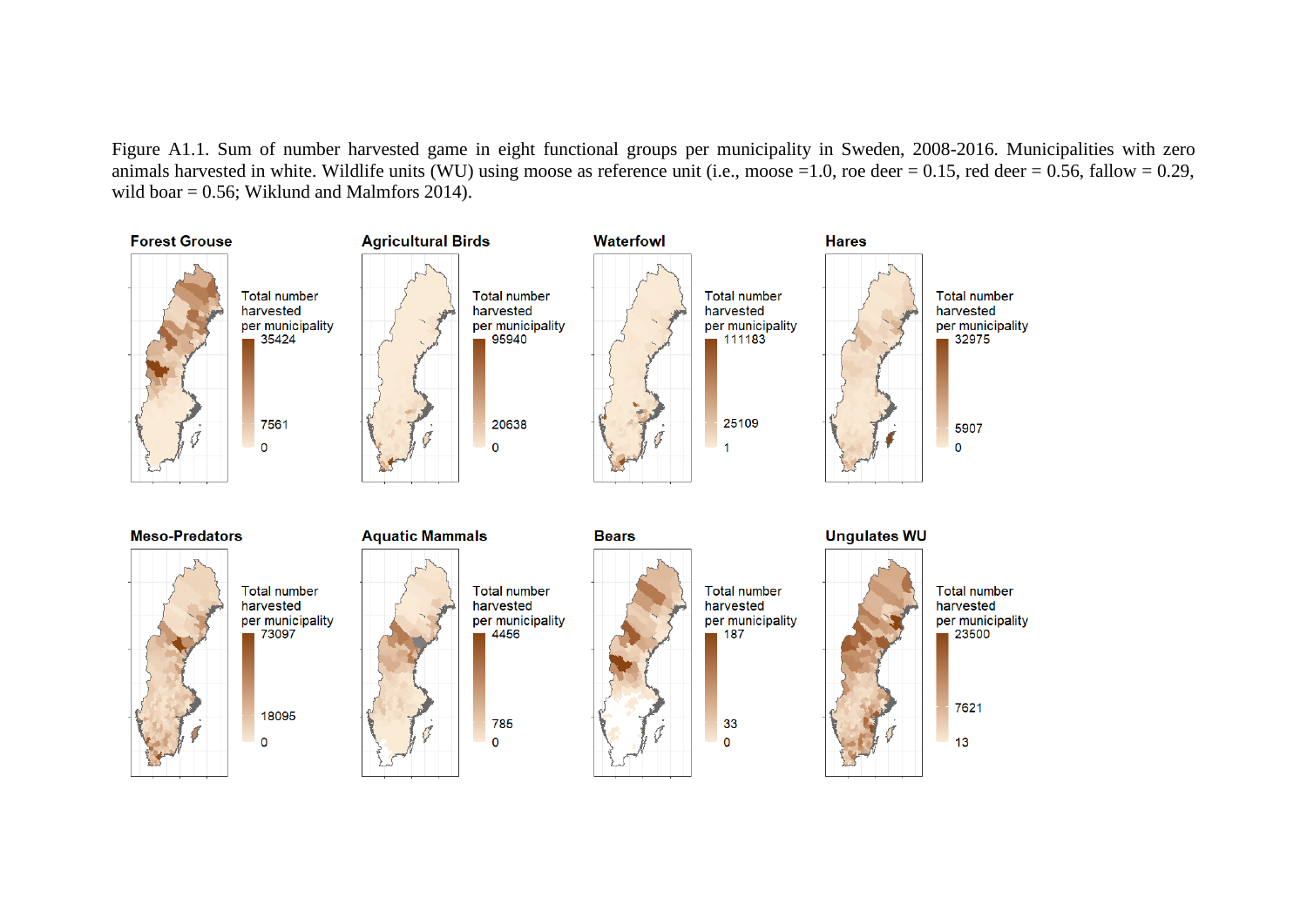Figure A1.1. Sum of number harvested game in eight functional groups per municipality in Sweden, 2008-2016. Municipalities with zero animals harvested in white. Wildlife units (WU) using moose as reference unit (i.e., moose =1.0, roe deer = 0.15, red deer = 0.56, fallow = 0.29, wild boar = 0.56; Wiklund and Malmfors 2014).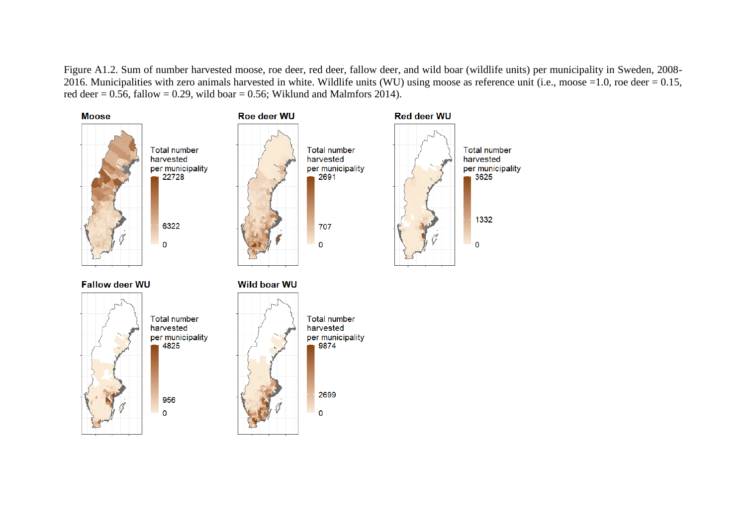Figure A1.2. Sum of number harvested moose, roe deer, red deer, fallow deer, and wild boar (wildlife units) per municipality in Sweden, 2008-2016. Municipalities with zero animals harvested in white. Wildlife units (WU) using moose as reference unit (i.e., moose =1.0, roe deer = 0.15, red deer = 0.56, fallow = 0.29, wild boar = 0.56; Wiklund and Malmfors 2014).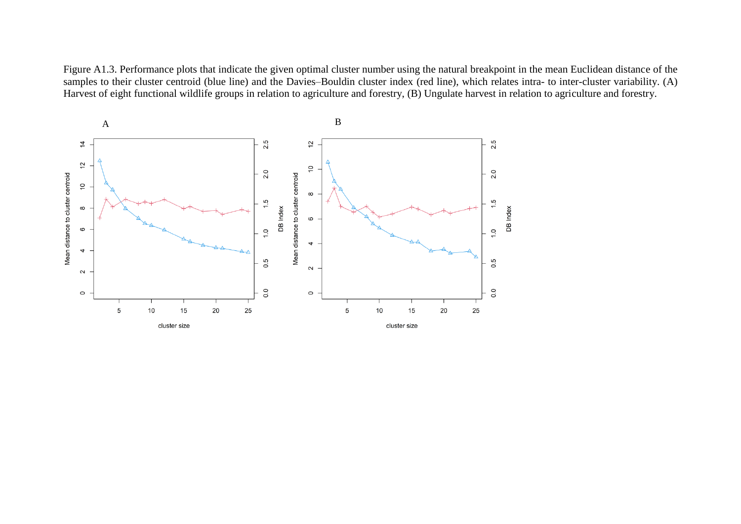Figure A1.3. Performance plots that indicate the given optimal cluster number using the natural breakpoint in the mean Euclidean distance of the samples to their cluster centroid (blue line) and the Davies–Bouldin cluster index (red line), which relates intra- to inter-cluster variability. (A) Harvest of eight functional wildlife groups in relation to agriculture and forestry, (B) Ungulate harvest in relation to agriculture and forestry.

A

Mean distance to cluster centroid

0 2 4 6 8 10 12 14

DB Index

0.0 0.5 1.0 1.5 2.0 2.5

5 10 15 20 25

cluster size

B

Mean distance to cluster centroid

0 2 4 6 8 10 12

DB Index

0.0 0.5 1.0 1.5 2.0 2.5

5 10 15 20 25

cluster size